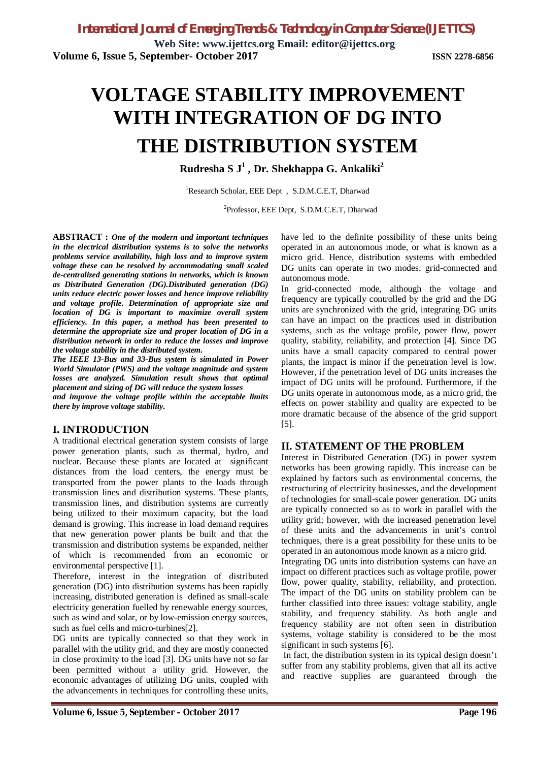# VOLTAGE STABILITY IMPROVEMENT WITH INTEGRATION OF DG INTO THE DISTRIBUTION SYSTEM

**Rudresha S J[1] , Dr. Shekhappa G. Ankaliki[2]**

[1]Research Scholar, EEE Dept , S.D.M.C.E.T, Dharwad

[2]Professor, EEE Dept, S.D.M.C.E.T, Dharwad

**ABSTRACT :** ***One of the modern and important techniques in the electrical distribution systems is to solve the networks problems service availability, high loss and to improve system voltage these can be resolved by accommodating small scaled de-centralized generating stations in networks, which is known as Distributed Generation (DG).Distributed generation (DG) units reduce electric power losses and hence improve reliability and voltage profile. Determination of appropriate size and location of DG is important to maximize overall system efficiency. In this paper, a method has been presented to determine the appropriate size and proper location of DG in a distribution network in order to reduce the losses and improve the voltage stability in the distributed system.***

***The IEEE 13-Bus and 33-Bus system is simulated in Power World Simulator (PWS) and the voltage magnitude and system losses are analyzed. Simulation result shows that optimal placement and sizing of DG will reduce the system losses and improve the voltage profile within the acceptable limits there by improve voltage stability.***

## I. INTRODUCTION

A traditional electrical generation system consists of large power generation plants, such as thermal, hydro, and nuclear. Because these plants are located at significant distances from the load centers, the energy must be transported from the power plants to the loads through transmission lines and distribution systems. These plants, transmission lines, and distribution systems are currently being utilized to their maximum capacity, but the load demand is growing. This increase in load demand requires that new generation power plants be built and that the transmission and distribution systems be expanded, neither of which is recommended from an economic or environmental perspective [1].

Therefore, interest in the integration of distributed generation (DG) into distribution systems has been rapidly increasing, distributed generation is defined as small-scale electricity generation fuelled by renewable energy sources, such as wind and solar, or by low-emission energy sources, such as fuel cells and micro-turbines[2].

DG units are typically connected so that they work in parallel with the utility grid, and they are mostly connected in close proximity to the load [3]. DG units have not so far been permitted without a utility grid. However, the economic advantages of utilizing DG units, coupled with the advancements in techniques for controlling these units, have led to the definite possibility of these units being operated in an autonomous mode, or what is known as a micro grid. Hence, distribution systems with embedded DG units can operate in two modes: grid-connected and autonomous mode.

In grid-connected mode, although the voltage and frequency are typically controlled by the grid and the DG units are synchronized with the grid, integrating DG units can have an impact on the practices used in distribution systems, such as the voltage profile, power flow, power quality, stability, reliability, and protection [4]. Since DG units have a small capacity compared to central power plants, the impact is minor if the penetration level is low. However, if the penetration level of DG units increases the impact of DG units will be profound. Furthermore, if the DG units operate in autonomous mode, as a micro grid, the effects on power stability and quality are expected to be more dramatic because of the absence of the grid support [5].

## II. STATEMENT OF THE PROBLEM

Interest in Distributed Generation (DG) in power system networks has been growing rapidly. This increase can be explained by factors such as environmental concerns, the restructuring of electricity businesses, and the development of technologies for small-scale power generation. DG units are typically connected so as to work in parallel with the utility grid; however, with the increased penetration level of these units and the advancements in unit's control techniques, there is a great possibility for these units to be operated in an autonomous mode known as a micro grid.

Integrating DG units into distribution systems can have an impact on different practices such as voltage profile, power flow, power quality, stability, reliability, and protection. The impact of the DG units on stability problem can be further classified into three issues: voltage stability, angle stability, and frequency stability. As both angle and frequency stability are not often seen in distribution systems, voltage stability is considered to be the most significant in such systems [6].

In fact, the distribution system in its typical design doesn't suffer from any stability problems, given that all its active and reactive supplies are guaranteed through the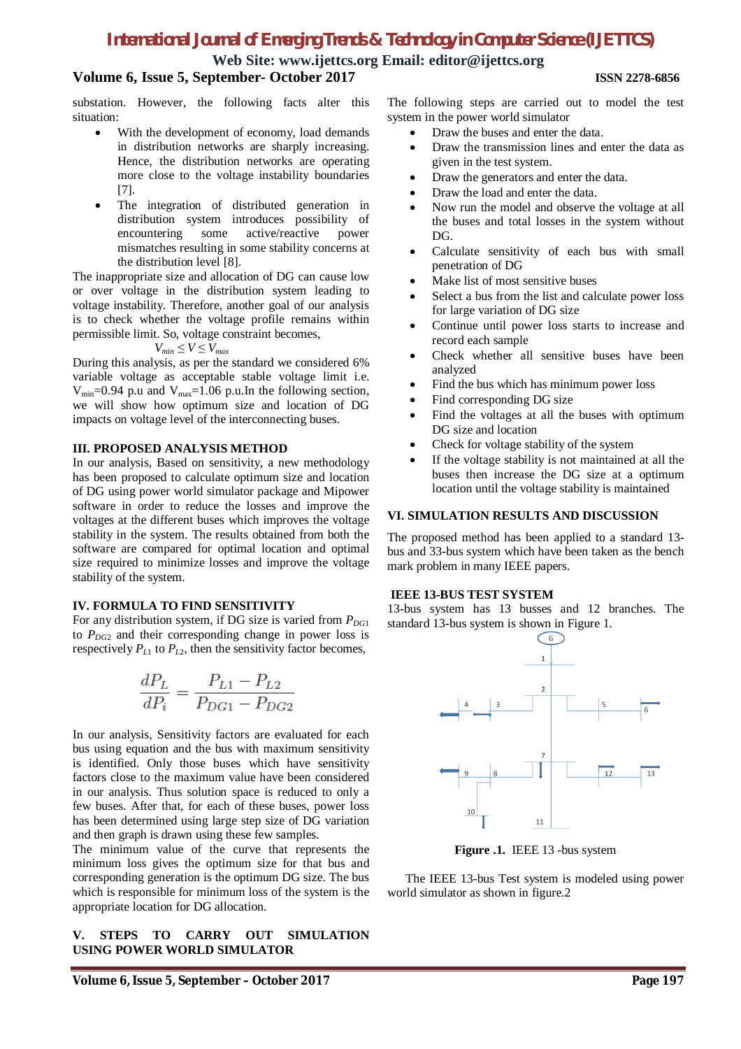substation. However, the following facts alter this situation:

- With the development of economy, load demands in distribution networks are sharply increasing. Hence, the distribution networks are operating more close to the voltage instability boundaries [7].
- The integration of distributed generation in distribution system introduces possibility of encountering some active/reactive power mismatches resulting in some stability concerns at the distribution level [8].

The inappropriate size and allocation of DG can cause low or over voltage in the distribution system leading to voltage instability. Therefore, another goal of our analysis is to check whether the voltage profile remains within permissible limit. So, voltage constraint becomes,

$$V_{min} \leq V \leq V_{max}$$

During this analysis, as per the standard we considered 6% variable voltage as acceptable stable voltage limit i.e. $V_{min}$=0.94 p.u and $V_{max}$=1.06 p.u.In the following section, we will show how optimum size and location of DG impacts on voltage level of the interconnecting buses.

## III. PROPOSED ANALYSIS METHOD

In our analysis, Based on sensitivity, a new methodology has been proposed to calculate optimum size and location of DG using power world simulator package and Mipower software in order to reduce the losses and improve the voltages at the different buses which improves the voltage stability in the system. The results obtained from both the software are compared for optimal location and optimal size required to minimize losses and improve the voltage stability of the system.

## IV. FORMULA TO FIND SENSITIVITY

For any distribution system, if DG size is varied from $P_{DG1}$ to $P_{DG2}$ and their corresponding change in power loss is respectively $P_{L1}$ to $P_{L2}$, then the sensitivity factor becomes,

$$\frac{dP_L}{dP_i} = \frac{P_{L1} - P_{L2}}{P_{DG1} - P_{DG2}}$$

In our analysis, Sensitivity factors are evaluated for each bus using equation and the bus with maximum sensitivity is identified. Only those buses which have sensitivity factors close to the maximum value have been considered in our analysis. Thus solution space is reduced to only a few buses. After that, for each of these buses, power loss has been determined using large step size of DG variation and then graph is drawn using these few samples.

The minimum value of the curve that represents the minimum loss gives the optimum size for that bus and corresponding generation is the optimum DG size. The bus which is responsible for minimum loss of the system is the appropriate location for DG allocation.

## V. STEPS TO CARRY OUT SIMULATION USING POWER WORLD SIMULATOR

The following steps are carried out to model the test system in the power world simulator

- Draw the buses and enter the data.
- Draw the transmission lines and enter the data as given in the test system.
- Draw the generators and enter the data.
- Draw the load and enter the data.
- Now run the model and observe the voltage at all the buses and total losses in the system without DG.
- Calculate sensitivity of each bus with small penetration of DG
- Make list of most sensitive buses
- Select a bus from the list and calculate power loss for large variation of DG size
- Continue until power loss starts to increase and record each sample
- Check whether all sensitive buses have been analyzed
- Find the bus which has minimum power loss
- Find corresponding DG size
- Find the voltages at all the buses with optimum DG size and location
- Check for voltage stability of the system
- If the voltage stability is not maintained at all the buses then increase the DG size at a optimum location until the voltage stability is maintained

## VI. SIMULATION RESULTS AND DISCUSSION

The proposed method has been applied to a standard 13-bus and 33-bus system which have been taken as the bench mark problem in many IEEE papers.

### IEEE 13-BUS TEST SYSTEM

13-bus system has 13 busses and 12 branches. The standard 13-bus system is shown in Figure 1.

**Figure .1.** IEEE 13 -bus system

The IEEE 13-bus Test system is modeled using power world simulator as shown in figure.2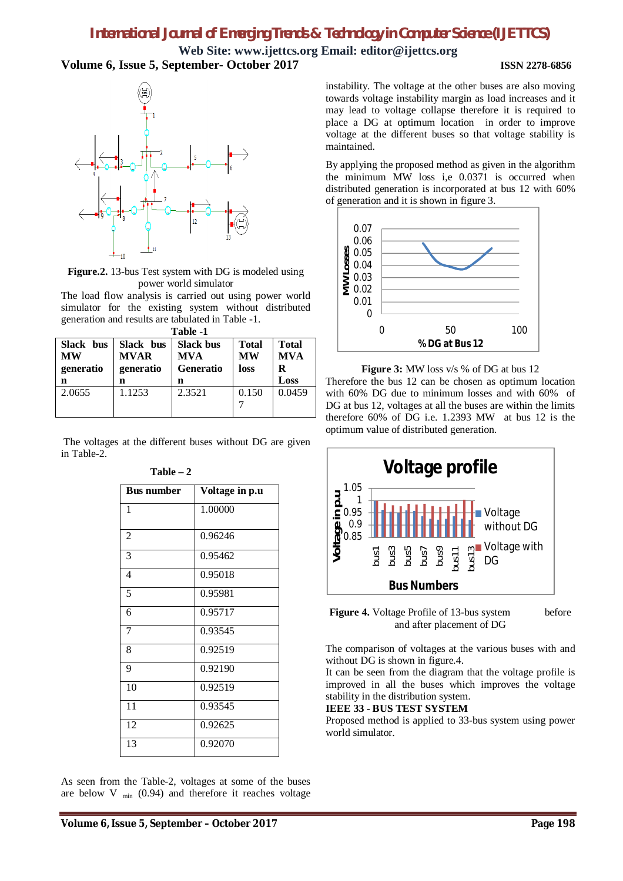**Figure.2.** 13-bus Test system with DG is modeled using power world simulator

The load flow analysis is carried out using power world simulator for the existing system without distributed generation and results are tabulated in Table -1.

**Table -1**

| Slack bus MW generation | Slack bus MVAR generation | Slack bus MVA Generation | Total MW loss | Total MVAR Loss |
|---|---|---|---|---|
| 2.0655 | 1.1253 | 2.3521 | 0.1507 | 0.0459 |

The voltages at the different buses without DG are given in Table-2.

**Table – 2**

| Bus number | Voltage in p.u |
|---|---|
| 1 | 1.00000 |
| 2 | 0.96246 |
| 3 | 0.95462 |
| 4 | 0.95018 |
| 5 | 0.95981 |
| 6 | 0.95717 |
| 7 | 0.93545 |
| 8 | 0.92519 |
| 9 | 0.92190 |
| 10 | 0.92519 |
| 11 | 0.93545 |
| 12 | 0.92625 |
| 13 | 0.92070 |

As seen from the Table-2, voltages at some of the buses are below $V_{min}$ (0.94) and therefore it reaches voltage instability. The voltage at the other buses are also moving towards voltage instability margin as load increases and it may lead to voltage collapse therefore it is required to place a DG at optimum location in order to improve voltage at the different buses so that voltage stability is maintained.

By applying the proposed method as given in the algorithm the minimum MW loss i,e 0.0371 is occurred when distributed generation is incorporated at bus 12 with 60% of generation and it is shown in figure 3.

**Figure 3:** MW loss v/s % of DG at bus 12

Therefore the bus 12 can be chosen as optimum location with 60% DG due to minimum losses and with 60% of DG at bus 12, voltages at all the buses are within the limits therefore 60% of DG i.e. 1.2393 MW at bus 12 is the optimum value of distributed generation.

**Figure 4.** Voltage Profile of 13-bus system before and after placement of DG

The comparison of voltages at the various buses with and without DG is shown in figure.4.

It can be seen from the diagram that the voltage profile is improved in all the buses which improves the voltage stability in the distribution system.

**IEEE 33 - BUS TEST SYSTEM**

Proposed method is applied to 33-bus system using power world simulator.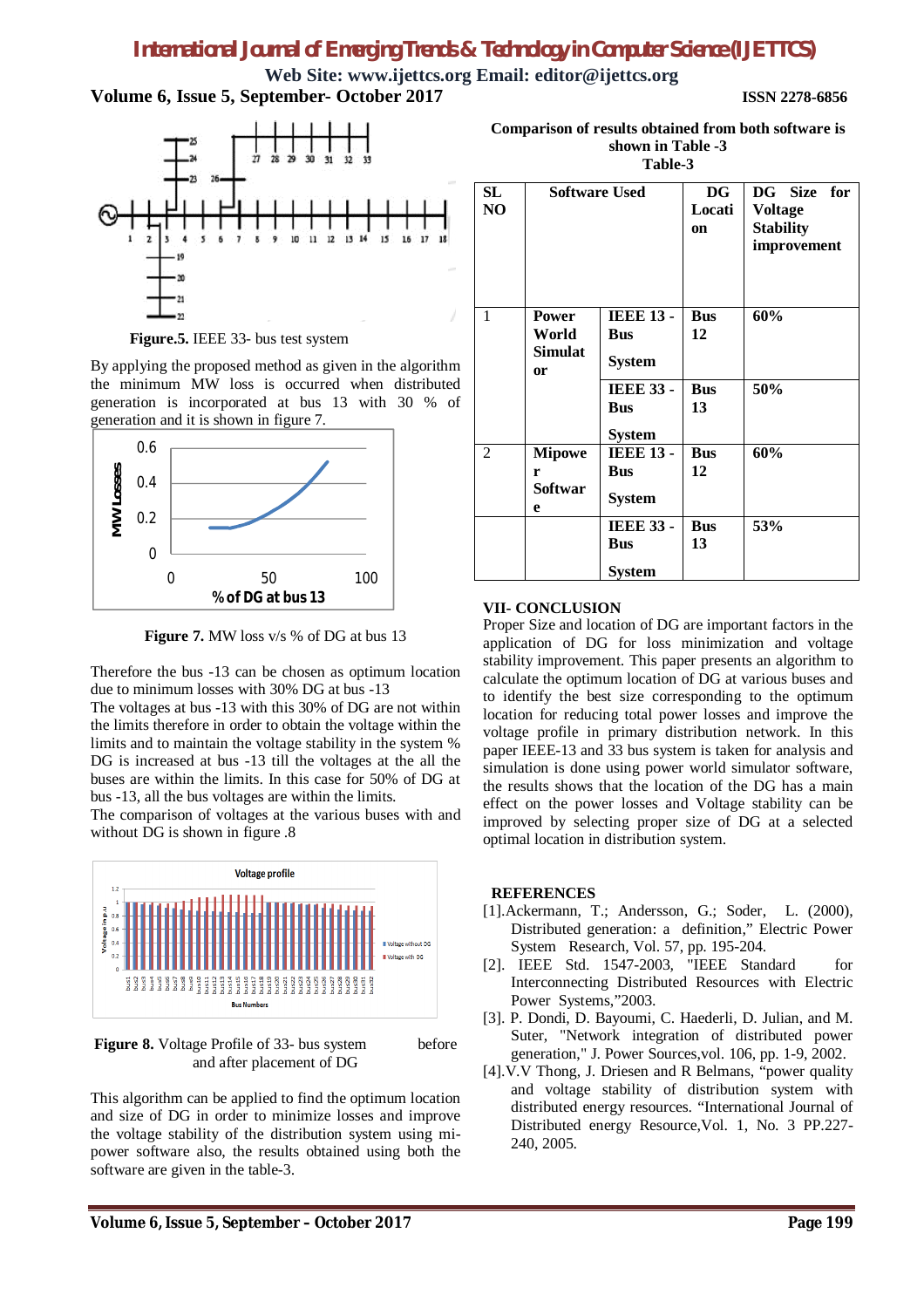Figure.5. IEEE 33- bus test system

By applying the proposed method as given in the algorithm the minimum MW loss is occurred when distributed generation is incorporated at bus 13 with 30 % of generation and it is shown in figure 7.

Figure 7. MW loss v/s % of DG at bus 13

Therefore the bus -13 can be chosen as optimum location due to minimum losses with 30% DG at bus -13

The voltages at bus -13 with this 30% of DG are not within the limits therefore in order to obtain the voltage within the limits and to maintain the voltage stability in the system % DG is increased at bus -13 till the voltages at the all the buses are within the limits. In this case for 50% of DG at bus -13, all the bus voltages are within the limits.

The comparison of voltages at the various buses with and without DG is shown in figure .8

Figure 8. Voltage Profile of 33- bus system before and after placement of DG

This algorithm can be applied to find the optimum location and size of DG in order to minimize losses and improve the voltage stability of the distribution system using mi-power software also, the results obtained using both the software are given in the table-3.

**Comparison of results obtained from both software is shown in Table -3**

**Table-3**

| SL NO | Software Used | | DG Location | DG Size for Voltage Stability improvement |
|---|---|---|---|---|
| 1 | **Power World Simulator** | **IEEE 13 -Bus System** | **Bus 12** | **60%** |
| | | **IEEE 33 - Bus System** | **Bus 13** | **50%** |
| 2 | **Mipower Software** | **IEEE 13 - Bus System** | **Bus 12** | **60%** |
| | | **IEEE 33 - Bus System** | **Bus 13** | **53%** |

## VII- CONCLUSION

Proper Size and location of DG are important factors in the application of DG for loss minimization and voltage stability improvement. This paper presents an algorithm to calculate the optimum location of DG at various buses and to identify the best size corresponding to the optimum location for reducing total power losses and improve the voltage profile in primary distribution network. In this paper IEEE-13 and 33 bus system is taken for analysis and simulation is done using power world simulator software, the results shows that the location of the DG has a main effect on the power losses and Voltage stability can be improved by selecting proper size of DG at a selected optimal location in distribution system.

## REFERENCES

[1]. Ackermann, T.; Andersson, G.; Soder, L. (2000), Distributed generation: a definition," Electric Power System Research, Vol. 57, pp. 195-204.

[2]. IEEE Std. 1547-2003, "IEEE Standard for Interconnecting Distributed Resources with Electric Power Systems,"2003.

[3]. P. Dondi, D. Bayoumi, C. Haederli, D. Julian, and M. Suter, "Network integration of distributed power generation," J. Power Sources,vol. 106, pp. 1-9, 2002.

[4]. V.V Thong, J. Driesen and R Belmans, "power quality and voltage stability of distribution system with distributed energy resources. "International Journal of Distributed energy Resource,Vol. 1, No. 3 PP.227-240, 2005.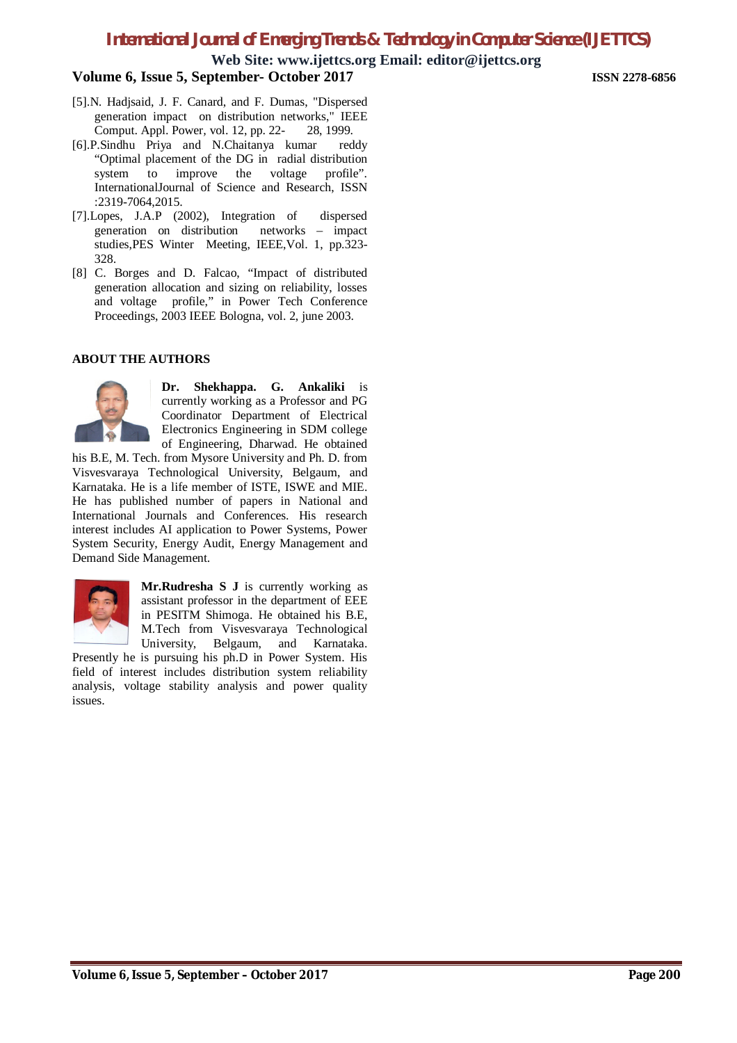[5].N. Hadjsaid, J. F. Canard, and F. Dumas, "Dispersed generation impact on distribution networks," IEEE Comput. Appl. Power, vol. 12, pp. 22- 28, 1999.

[6].P.Sindhu Priya and N.Chaitanya kumar reddy "Optimal placement of the DG in radial distribution system to improve the voltage profile". InternationalJournal of Science and Research, ISSN :2319-7064,2015.

[7].Lopes, J.A.P (2002), Integration of dispersed generation on distribution networks – impact studies,PES Winter Meeting, IEEE,Vol. 1, pp.323-328.

[8] C. Borges and D. Falcao, "Impact of distributed generation allocation and sizing on reliability, losses and voltage profile," in Power Tech Conference Proceedings, 2003 IEEE Bologna, vol. 2, june 2003.

## ABOUT THE AUTHORS

**Dr. Shekhappa. G. Ankaliki** is currently working as a Professor and PG Coordinator Department of Electrical Electronics Engineering in SDM college of Engineering, Dharwad. He obtained his B.E, M. Tech. from Mysore University and Ph. D. from Visvesvaraya Technological University, Belgaum, and Karnataka. He is a life member of ISTE, ISWE and MIE. He has published number of papers in National and International Journals and Conferences. His research interest includes AI application to Power Systems, Power System Security, Energy Audit, Energy Management and Demand Side Management.

**Mr.Rudresha S J** is currently working as assistant professor in the department of EEE in PESITM Shimoga. He obtained his B.E, M.Tech from Visvesvaraya Technological University, Belgaum, and Karnataka. Presently he is pursuing his ph.D in Power System. His field of interest includes distribution system reliability analysis, voltage stability analysis and power quality issues.